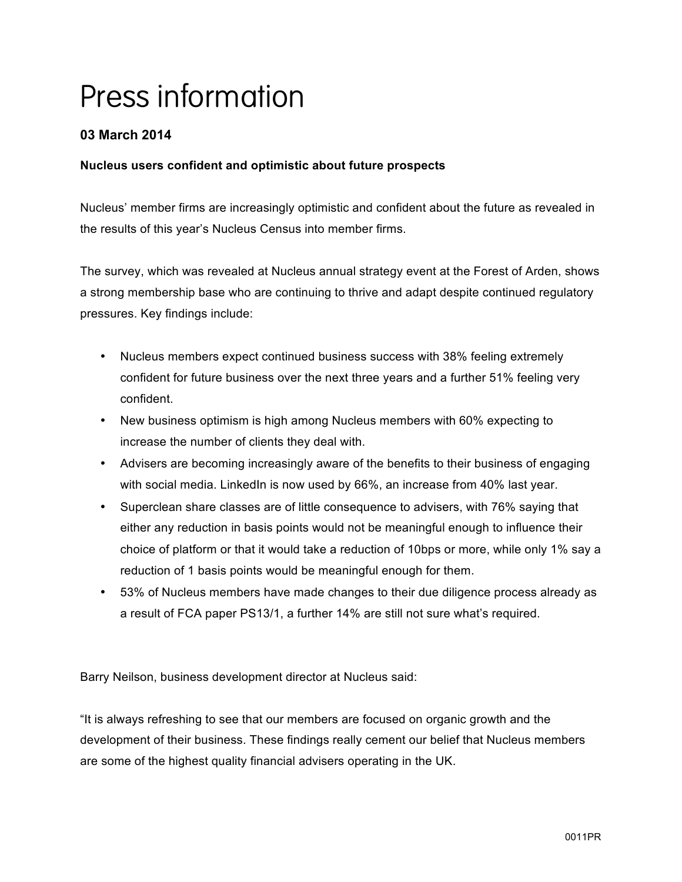# Press information

**03 March 2014**

**Nucleus users confident and optimistic about future prospects**

Nucleus' member firms are increasingly optimistic and confident about the future as revealed in the results of this year's Nucleus Census into member firms.

The survey, which was revealed at Nucleus annual strategy event at the Forest of Arden, shows a strong membership base who are continuing to thrive and adapt despite continued regulatory pressures. Key findings include:

- Nucleus members expect continued business success with 38% feeling extremely confident for future business over the next three years and a further 51% feeling very confident.
- New business optimism is high among Nucleus members with 60% expecting to increase the number of clients they deal with.
- Advisers are becoming increasingly aware of the benefits to their business of engaging with social media. LinkedIn is now used by 66%, an increase from 40% last year.
- Superclean share classes are of little consequence to advisers, with 76% saying that either any reduction in basis points would not be meaningful enough to influence their choice of platform or that it would take a reduction of 10bps or more, while only 1% say a reduction of 1 basis points would be meaningful enough for them.
- 53% of Nucleus members have made changes to their due diligence process already as a result of FCA paper PS13/1, a further 14% are still not sure what's required.

Barry Neilson, business development director at Nucleus said:

"It is always refreshing to see that our members are focused on organic growth and the development of their business. These findings really cement our belief that Nucleus members are some of the highest quality financial advisers operating in the UK.

0011PR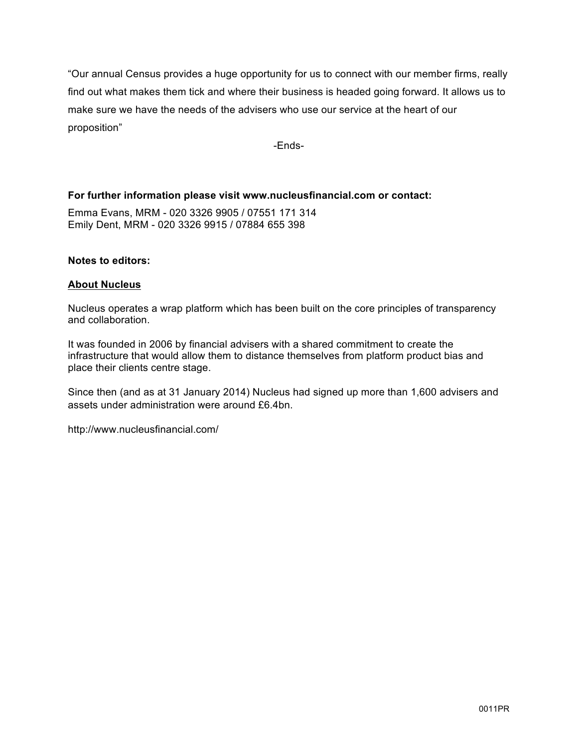"Our annual Census provides a huge opportunity for us to connect with our member firms, really find out what makes them tick and where their business is headed going forward. It allows us to make sure we have the needs of the advisers who use our service at the heart of our proposition"

-Ends-

**For further information please visit www.nucleusfinancial.com or contact:**

Emma Evans, MRM - 020 3326 9905 / 07551 171 314
Emily Dent, MRM - 020 3326 9915 / 07884 655 398

**Notes to editors:**

**About Nucleus**

Nucleus operates a wrap platform which has been built on the core principles of transparency and collaboration.

It was founded in 2006 by financial advisers with a shared commitment to create the infrastructure that would allow them to distance themselves from platform product bias and place their clients centre stage.

Since then (and as at 31 January 2014) Nucleus had signed up more than 1,600 advisers and assets under administration were around £6.4bn.

http://www.nucleusfinancial.com/

0011PR